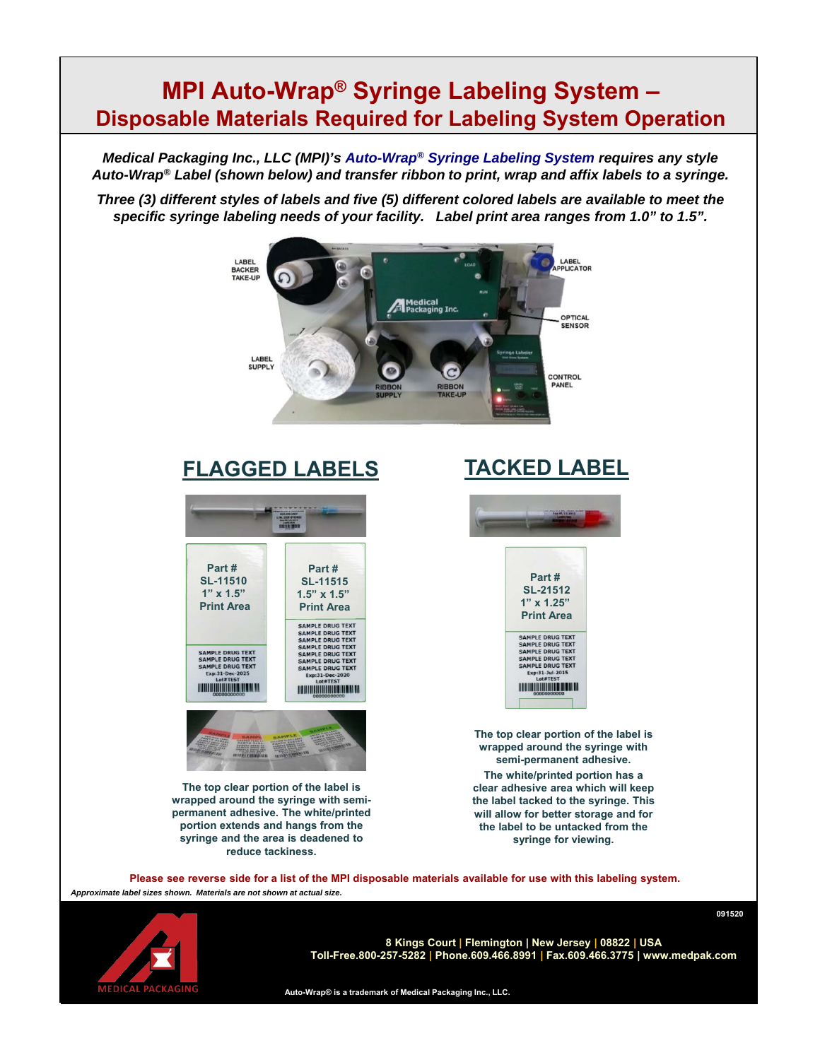# MPI Auto-Wrap® Syringe Labeling System – Disposable Materials Required for Labeling System Operation

***Medical Packaging Inc., LLC (MPI)'s Auto-Wrap® Syringe Labeling System requires any style Auto-Wrap® Label (shown below) and transfer ribbon to print, wrap and affix labels to a syringe.***

***Three (3) different styles of labels and five (5) different colored labels are available to meet the specific syringe labeling needs of your facility. Label print area ranges from 1.0" to 1.5".***

LABEL BACKER TAKE-UP

LABEL APPLICATOR

OPTICAL SENSOR

LABEL SUPPLY

RIBBON SUPPLY

RIBBON TAKE-UP

CONTROL PANEL

## FLAGGED LABELS

Part # SL-11510
1" x 1.5"
Print Area

Part # SL-11515
1.5" x 1.5"
Print Area

The top clear portion of the label is wrapped around the syringe with semi-permanent adhesive. The white/printed portion extends and hangs from the syringe and the area is deadened to reduce tackiness.

## TACKED LABEL

Part # SL-21512
1" x 1.25"
Print Area

The top clear portion of the label is wrapped around the syringe with semi-permanent adhesive.

The white/printed portion has a clear adhesive area which will keep the label tacked to the syringe. This will allow for better storage and for the label to be untacked from the syringe for viewing.

**Please see reverse side for a list of the MPI disposable materials available for use with this labeling system.**

*Approximate label sizes shown. Materials are not shown at actual size.*

091520

MEDICAL PACKAGING

**8 Kings Court | Flemington | New Jersey | 08822 | USA**
**Toll-Free.800-257-5282 | Phone.609.466.8991 | Fax.609.466.3775 | www.medpak.com**

Auto-Wrap® is a trademark of Medical Packaging Inc., LLC.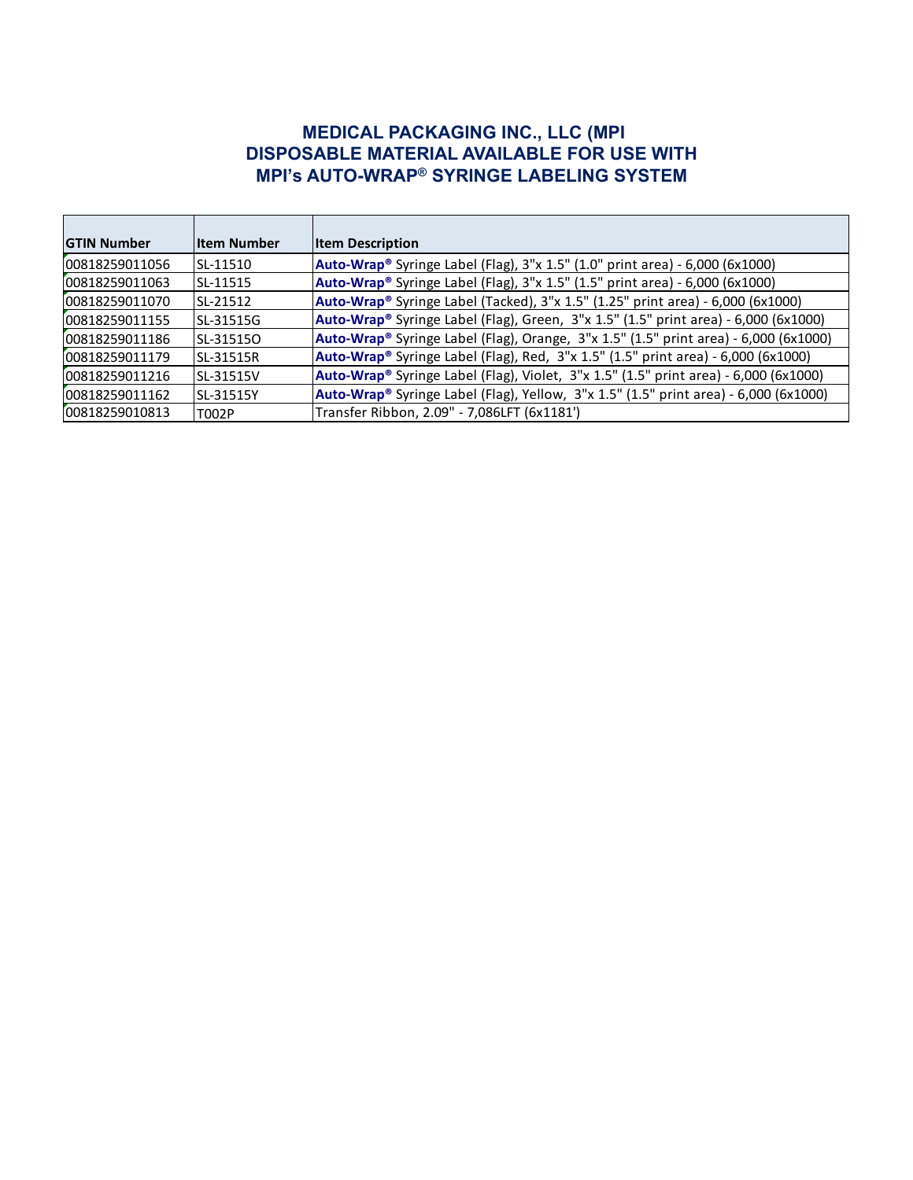# MEDICAL PACKAGING INC., LLC (MPI
# DISPOSABLE MATERIAL AVAILABLE FOR USE WITH
# MPI's AUTO-WRAP® SYRINGE LABELING SYSTEM

| GTIN Number | Item Number | Item Description |
|---|---|---|
| 00818259011056 | SL-11510 | **Auto-Wrap®** Syringe Label (Flag), 3"x 1.5" (1.0" print area) - 6,000 (6x1000) |
| 00818259011063 | SL-11515 | **Auto-Wrap®** Syringe Label (Flag), 3"x 1.5" (1.5" print area) - 6,000 (6x1000) |
| 00818259011070 | SL-21512 | **Auto-Wrap®** Syringe Label (Tacked), 3"x 1.5" (1.25" print area) - 6,000 (6x1000) |
| 00818259011155 | SL-31515G | **Auto-Wrap®** Syringe Label (Flag), Green, 3"x 1.5" (1.5" print area) - 6,000 (6x1000) |
| 00818259011186 | SL-31515O | **Auto-Wrap®** Syringe Label (Flag), Orange, 3"x 1.5" (1.5" print area) - 6,000 (6x1000) |
| 00818259011179 | SL-31515R | **Auto-Wrap®** Syringe Label (Flag), Red, 3"x 1.5" (1.5" print area) - 6,000 (6x1000) |
| 00818259011216 | SL-31515V | **Auto-Wrap®** Syringe Label (Flag), Violet, 3"x 1.5" (1.5" print area) - 6,000 (6x1000) |
| 00818259011162 | SL-31515Y | **Auto-Wrap®** Syringe Label (Flag), Yellow, 3"x 1.5" (1.5" print area) - 6,000 (6x1000) |
| 00818259010813 | T002P | Transfer Ribbon, 2.09" - 7,086LFT (6x1181') |